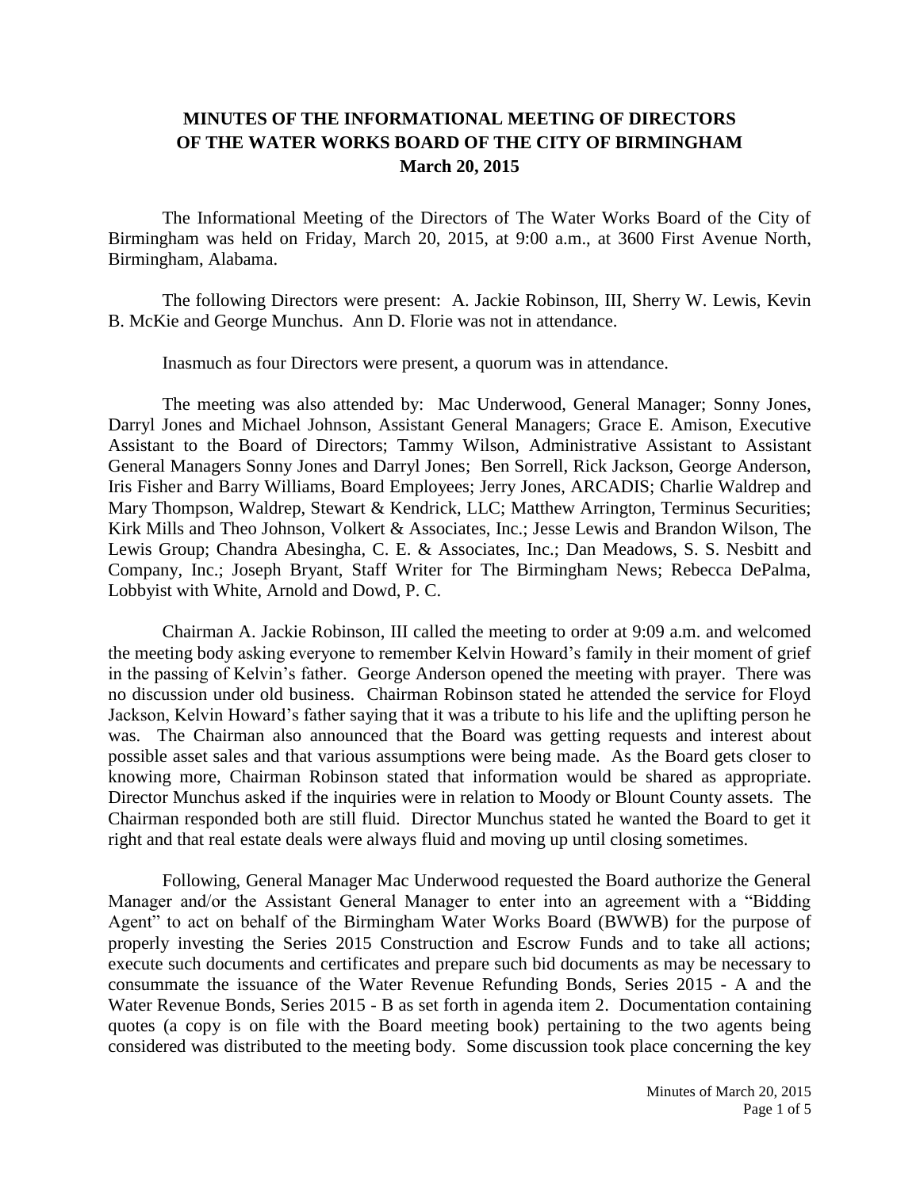# MINUTES OF THE INFORMATIONAL MEETING OF DIRECTORS OF THE WATER WORKS BOARD OF THE CITY OF BIRMINGHAM
## March 20, 2015

The Informational Meeting of the Directors of The Water Works Board of the City of Birmingham was held on Friday, March 20, 2015, at 9:00 a.m., at 3600 First Avenue North, Birmingham, Alabama.

The following Directors were present: A. Jackie Robinson, III, Sherry W. Lewis, Kevin B. McKie and George Munchus. Ann D. Florie was not in attendance.

Inasmuch as four Directors were present, a quorum was in attendance.

The meeting was also attended by: Mac Underwood, General Manager; Sonny Jones, Darryl Jones and Michael Johnson, Assistant General Managers; Grace E. Amison, Executive Assistant to the Board of Directors; Tammy Wilson, Administrative Assistant to Assistant General Managers Sonny Jones and Darryl Jones; Ben Sorrell, Rick Jackson, George Anderson, Iris Fisher and Barry Williams, Board Employees; Jerry Jones, ARCADIS; Charlie Waldrep and Mary Thompson, Waldrep, Stewart & Kendrick, LLC; Matthew Arrington, Terminus Securities; Kirk Mills and Theo Johnson, Volkert & Associates, Inc.; Jesse Lewis and Brandon Wilson, The Lewis Group; Chandra Abesingha, C. E. & Associates, Inc.; Dan Meadows, S. S. Nesbitt and Company, Inc.; Joseph Bryant, Staff Writer for The Birmingham News; Rebecca DePalma, Lobbyist with White, Arnold and Dowd, P. C.

Chairman A. Jackie Robinson, III called the meeting to order at 9:09 a.m. and welcomed the meeting body asking everyone to remember Kelvin Howard's family in their moment of grief in the passing of Kelvin's father. George Anderson opened the meeting with prayer. There was no discussion under old business. Chairman Robinson stated he attended the service for Floyd Jackson, Kelvin Howard's father saying that it was a tribute to his life and the uplifting person he was. The Chairman also announced that the Board was getting requests and interest about possible asset sales and that various assumptions were being made. As the Board gets closer to knowing more, Chairman Robinson stated that information would be shared as appropriate. Director Munchus asked if the inquiries were in relation to Moody or Blount County assets. The Chairman responded both are still fluid. Director Munchus stated he wanted the Board to get it right and that real estate deals were always fluid and moving up until closing sometimes.

Following, General Manager Mac Underwood requested the Board authorize the General Manager and/or the Assistant General Manager to enter into an agreement with a "Bidding Agent" to act on behalf of the Birmingham Water Works Board (BWWB) for the purpose of properly investing the Series 2015 Construction and Escrow Funds and to take all actions; execute such documents and certificates and prepare such bid documents as may be necessary to consummate the issuance of the Water Revenue Refunding Bonds, Series 2015 - A and the Water Revenue Bonds, Series 2015 - B as set forth in agenda item 2. Documentation containing quotes (a copy is on file with the Board meeting book) pertaining to the two agents being considered was distributed to the meeting body. Some discussion took place concerning the key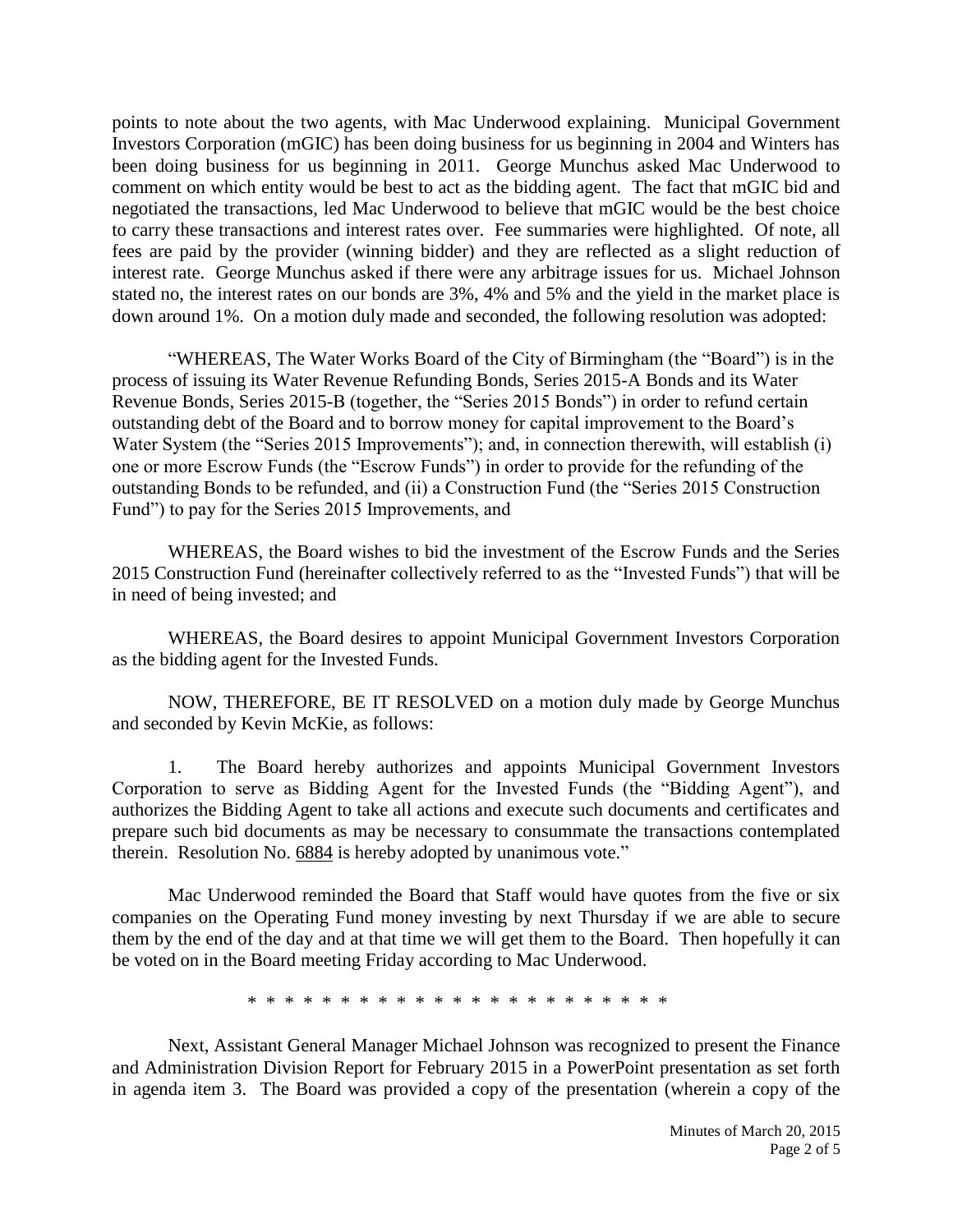points to note about the two agents, with Mac Underwood explaining. Municipal Government Investors Corporation (mGIC) has been doing business for us beginning in 2004 and Winters has been doing business for us beginning in 2011. George Munchus asked Mac Underwood to comment on which entity would be best to act as the bidding agent. The fact that mGIC bid and negotiated the transactions, led Mac Underwood to believe that mGIC would be the best choice to carry these transactions and interest rates over. Fee summaries were highlighted. Of note, all fees are paid by the provider (winning bidder) and they are reflected as a slight reduction of interest rate. George Munchus asked if there were any arbitrage issues for us. Michael Johnson stated no, the interest rates on our bonds are 3%, 4% and 5% and the yield in the market place is down around 1%. On a motion duly made and seconded, the following resolution was adopted:

"WHEREAS, The Water Works Board of the City of Birmingham (the "Board") is in the process of issuing its Water Revenue Refunding Bonds, Series 2015-A Bonds and its Water Revenue Bonds, Series 2015-B (together, the "Series 2015 Bonds") in order to refund certain outstanding debt of the Board and to borrow money for capital improvement to the Board's Water System (the "Series 2015 Improvements"); and, in connection therewith, will establish (i) one or more Escrow Funds (the "Escrow Funds") in order to provide for the refunding of the outstanding Bonds to be refunded, and (ii) a Construction Fund (the "Series 2015 Construction Fund") to pay for the Series 2015 Improvements, and

WHEREAS, the Board wishes to bid the investment of the Escrow Funds and the Series 2015 Construction Fund (hereinafter collectively referred to as the "Invested Funds") that will be in need of being invested; and

WHEREAS, the Board desires to appoint Municipal Government Investors Corporation as the bidding agent for the Invested Funds.

NOW, THEREFORE, BE IT RESOLVED on a motion duly made by George Munchus and seconded by Kevin McKie, as follows:

1. The Board hereby authorizes and appoints Municipal Government Investors Corporation to serve as Bidding Agent for the Invested Funds (the "Bidding Agent"), and authorizes the Bidding Agent to take all actions and execute such documents and certificates and prepare such bid documents as may be necessary to consummate the transactions contemplated therein. Resolution No. 6884 is hereby adopted by unanimous vote."

Mac Underwood reminded the Board that Staff would have quotes from the five or six companies on the Operating Fund money investing by next Thursday if we are able to secure them by the end of the day and at that time we will get them to the Board. Then hopefully it can be voted on in the Board meeting Friday according to Mac Underwood.

* * * * * * * * * * * * * * * * * * * * * * * *

Next, Assistant General Manager Michael Johnson was recognized to present the Finance and Administration Division Report for February 2015 in a PowerPoint presentation as set forth in agenda item 3. The Board was provided a copy of the presentation (wherein a copy of the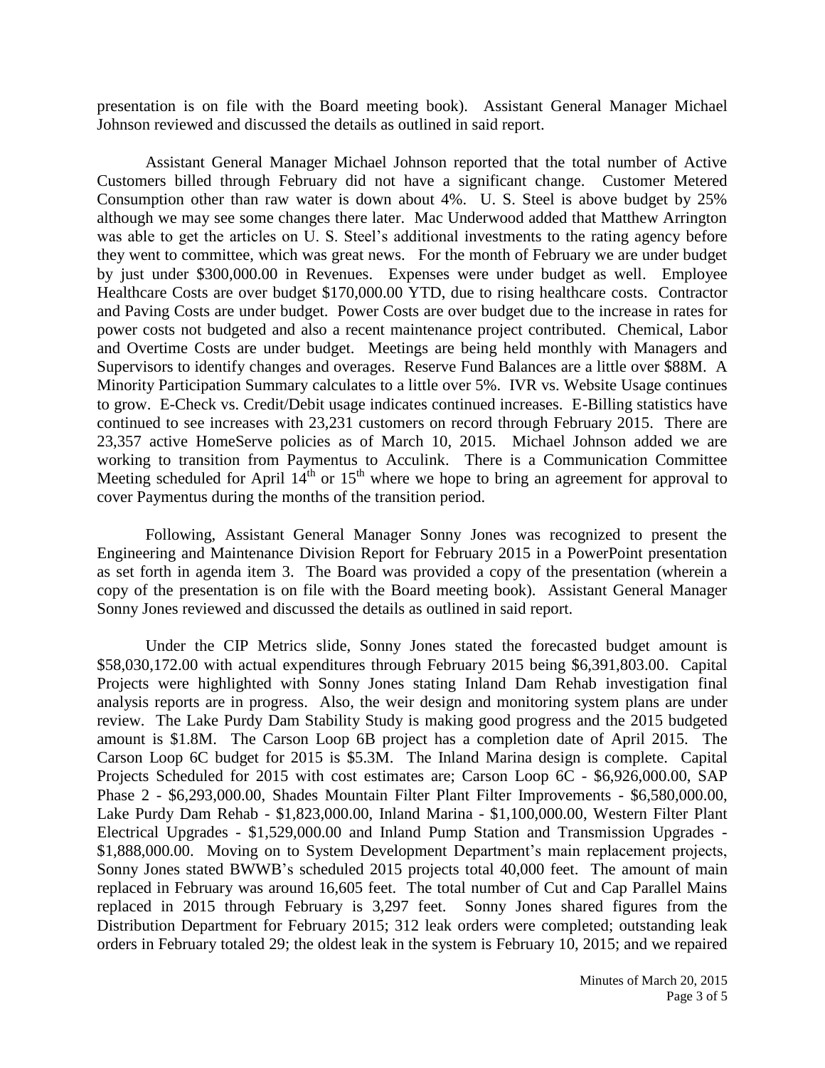presentation is on file with the Board meeting book). Assistant General Manager Michael Johnson reviewed and discussed the details as outlined in said report.

Assistant General Manager Michael Johnson reported that the total number of Active Customers billed through February did not have a significant change. Customer Metered Consumption other than raw water is down about 4%. U. S. Steel is above budget by 25% although we may see some changes there later. Mac Underwood added that Matthew Arrington was able to get the articles on U. S. Steel's additional investments to the rating agency before they went to committee, which was great news. For the month of February we are under budget by just under $300,000.00 in Revenues. Expenses were under budget as well. Employee Healthcare Costs are over budget $170,000.00 YTD, due to rising healthcare costs. Contractor and Paving Costs are under budget. Power Costs are over budget due to the increase in rates for power costs not budgeted and also a recent maintenance project contributed. Chemical, Labor and Overtime Costs are under budget. Meetings are being held monthly with Managers and Supervisors to identify changes and overages. Reserve Fund Balances are a little over $88M. A Minority Participation Summary calculates to a little over 5%. IVR vs. Website Usage continues to grow. E-Check vs. Credit/Debit usage indicates continued increases. E-Billing statistics have continued to see increases with 23,231 customers on record through February 2015. There are 23,357 active HomeServe policies as of March 10, 2015. Michael Johnson added we are working to transition from Paymentus to Acculink. There is a Communication Committee Meeting scheduled for April 14th or 15th where we hope to bring an agreement for approval to cover Paymentus during the months of the transition period.

Following, Assistant General Manager Sonny Jones was recognized to present the Engineering and Maintenance Division Report for February 2015 in a PowerPoint presentation as set forth in agenda item 3. The Board was provided a copy of the presentation (wherein a copy of the presentation is on file with the Board meeting book). Assistant General Manager Sonny Jones reviewed and discussed the details as outlined in said report.

Under the CIP Metrics slide, Sonny Jones stated the forecasted budget amount is $58,030,172.00 with actual expenditures through February 2015 being $6,391,803.00. Capital Projects were highlighted with Sonny Jones stating Inland Dam Rehab investigation final analysis reports are in progress. Also, the weir design and monitoring system plans are under review. The Lake Purdy Dam Stability Study is making good progress and the 2015 budgeted amount is $1.8M. The Carson Loop 6B project has a completion date of April 2015. The Carson Loop 6C budget for 2015 is $5.3M. The Inland Marina design is complete. Capital Projects Scheduled for 2015 with cost estimates are; Carson Loop 6C - $6,926,000.00, SAP Phase 2 - $6,293,000.00, Shades Mountain Filter Plant Filter Improvements - $6,580,000.00, Lake Purdy Dam Rehab - $1,823,000.00, Inland Marina - $1,100,000.00, Western Filter Plant Electrical Upgrades - $1,529,000.00 and Inland Pump Station and Transmission Upgrades - $1,888,000.00. Moving on to System Development Department's main replacement projects, Sonny Jones stated BWWB's scheduled 2015 projects total 40,000 feet. The amount of main replaced in February was around 16,605 feet. The total number of Cut and Cap Parallel Mains replaced in 2015 through February is 3,297 feet. Sonny Jones shared figures from the Distribution Department for February 2015; 312 leak orders were completed; outstanding leak orders in February totaled 29; the oldest leak in the system is February 10, 2015; and we repaired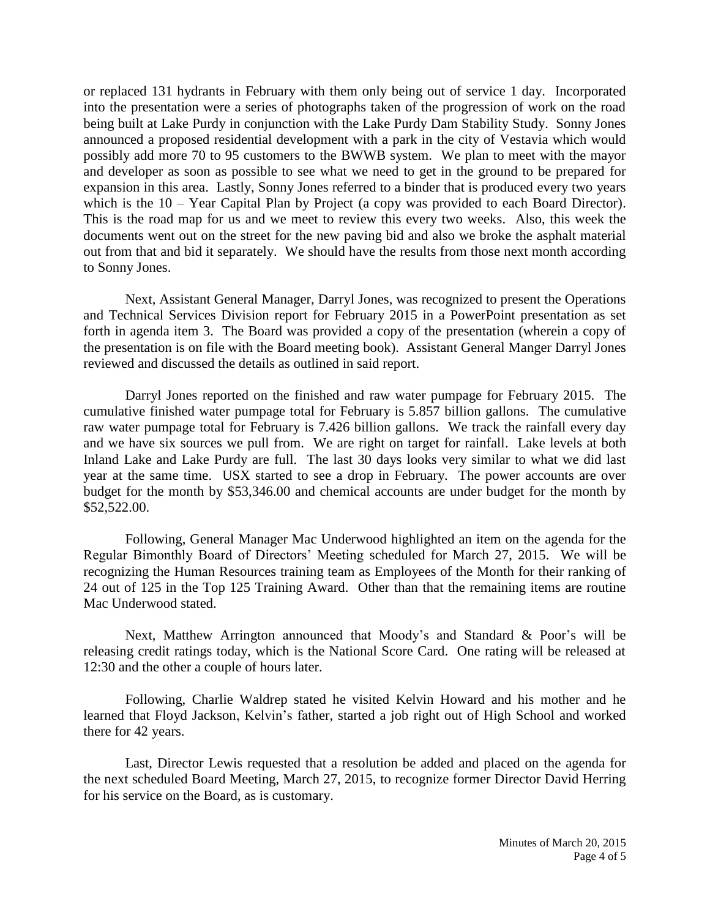or replaced 131 hydrants in February with them only being out of service 1 day. Incorporated into the presentation were a series of photographs taken of the progression of work on the road being built at Lake Purdy in conjunction with the Lake Purdy Dam Stability Study. Sonny Jones announced a proposed residential development with a park in the city of Vestavia which would possibly add more 70 to 95 customers to the BWWB system. We plan to meet with the mayor and developer as soon as possible to see what we need to get in the ground to be prepared for expansion in this area. Lastly, Sonny Jones referred to a binder that is produced every two years which is the 10 – Year Capital Plan by Project (a copy was provided to each Board Director). This is the road map for us and we meet to review this every two weeks. Also, this week the documents went out on the street for the new paving bid and also we broke the asphalt material out from that and bid it separately. We should have the results from those next month according to Sonny Jones.

Next, Assistant General Manager, Darryl Jones, was recognized to present the Operations and Technical Services Division report for February 2015 in a PowerPoint presentation as set forth in agenda item 3. The Board was provided a copy of the presentation (wherein a copy of the presentation is on file with the Board meeting book). Assistant General Manger Darryl Jones reviewed and discussed the details as outlined in said report.

Darryl Jones reported on the finished and raw water pumpage for February 2015. The cumulative finished water pumpage total for February is 5.857 billion gallons. The cumulative raw water pumpage total for February is 7.426 billion gallons. We track the rainfall every day and we have six sources we pull from. We are right on target for rainfall. Lake levels at both Inland Lake and Lake Purdy are full. The last 30 days looks very similar to what we did last year at the same time. USX started to see a drop in February. The power accounts are over budget for the month by $53,346.00 and chemical accounts are under budget for the month by $52,522.00.

Following, General Manager Mac Underwood highlighted an item on the agenda for the Regular Bimonthly Board of Directors' Meeting scheduled for March 27, 2015. We will be recognizing the Human Resources training team as Employees of the Month for their ranking of 24 out of 125 in the Top 125 Training Award. Other than that the remaining items are routine Mac Underwood stated.

Next, Matthew Arrington announced that Moody's and Standard & Poor's will be releasing credit ratings today, which is the National Score Card. One rating will be released at 12:30 and the other a couple of hours later.

Following, Charlie Waldrep stated he visited Kelvin Howard and his mother and he learned that Floyd Jackson, Kelvin's father, started a job right out of High School and worked there for 42 years.

Last, Director Lewis requested that a resolution be added and placed on the agenda for the next scheduled Board Meeting, March 27, 2015, to recognize former Director David Herring for his service on the Board, as is customary.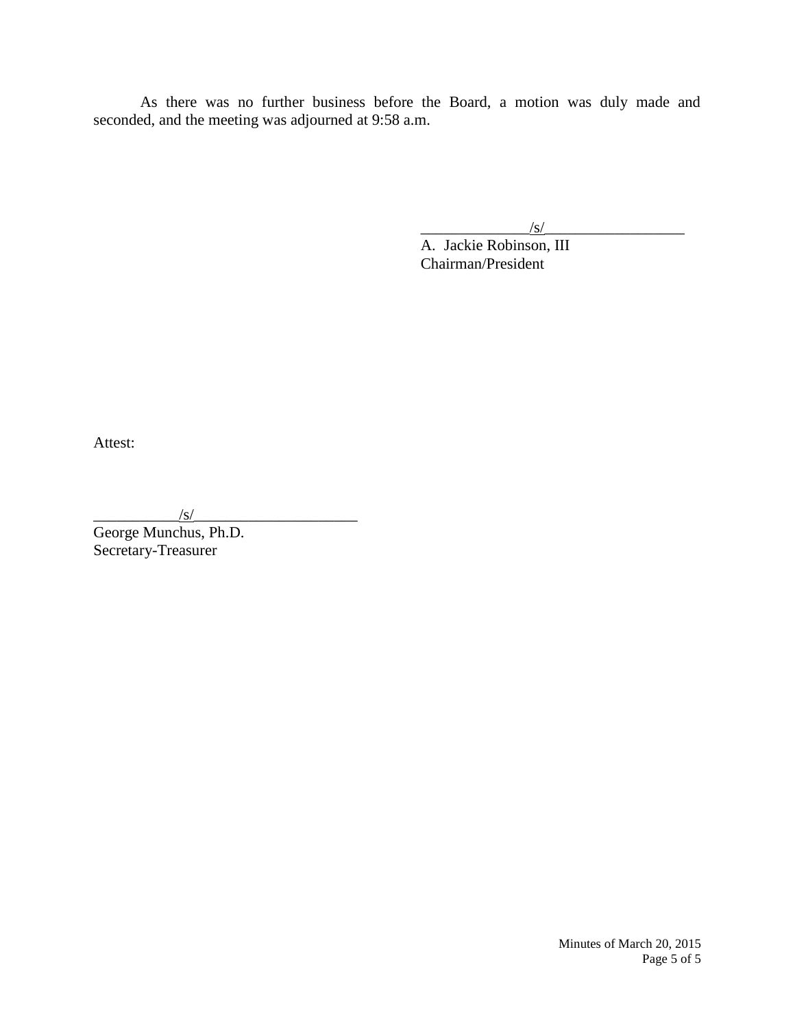As there was no further business before the Board, a motion was duly made and seconded, and the meeting was adjourned at 9:58 a.m.

______________/s/__________________
A. Jackie Robinson, III
Chairman/President

Attest:

___________/s/_____________________
George Munchus, Ph.D.
Secretary-Treasurer